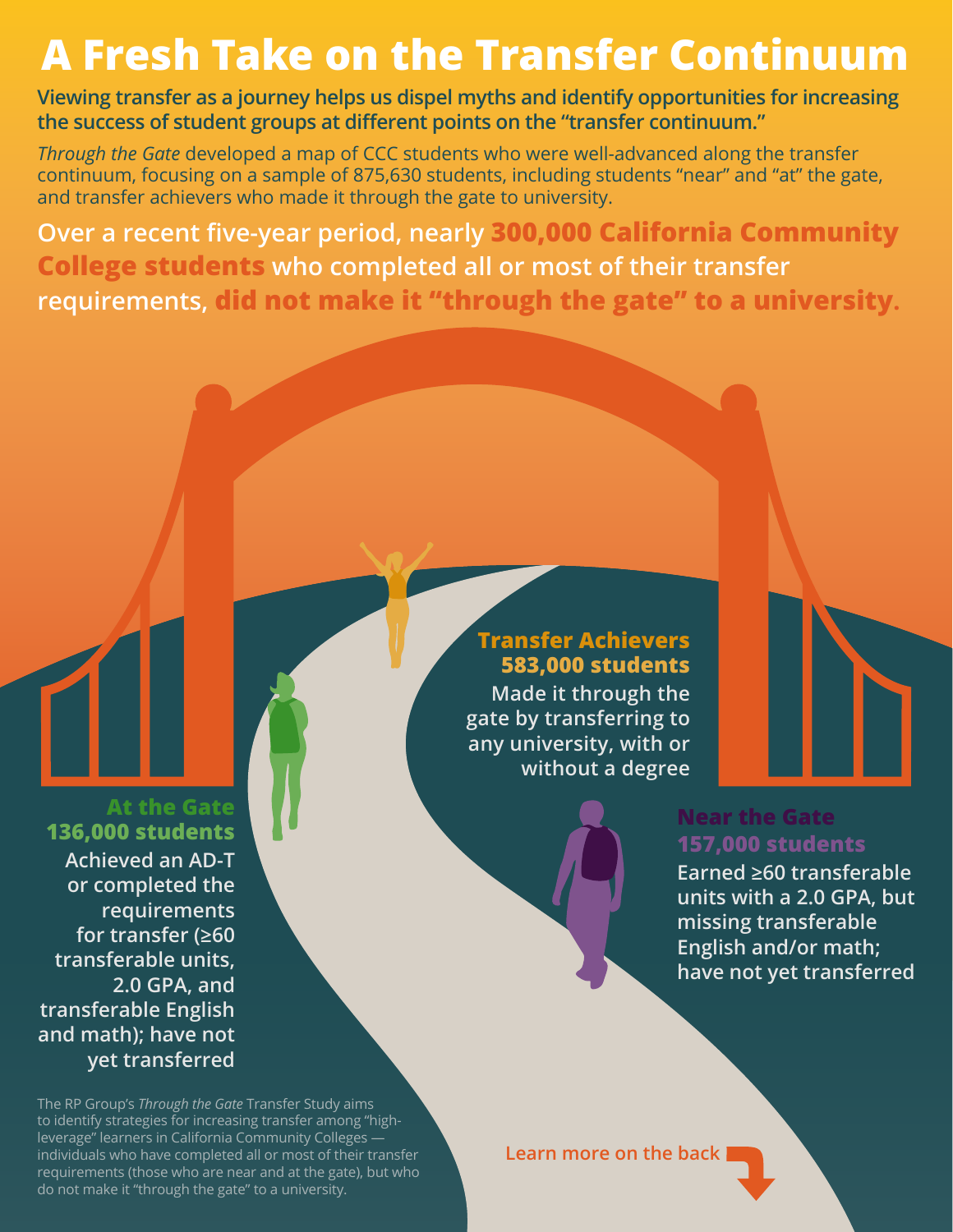# A Fresh Take on the Transfer Continuum

**Viewing transfer as a journey helps us dispel myths and identify opportunities for increasing the success of student groups at different points on the "transfer continuum."**

*Through the Gate* developed a map of CCC students who were well-advanced along the transfer continuum, focusing on a sample of 875,630 students, including students "near" and "at" the gate, and transfer achievers who made it through the gate to university.

**Over a recent five-year period, nearly 300,000 California Community College students who completed all or most of their transfer requirements, did not make it "through the gate" to a university.**

### Transfer Achievers
### 583,000 students

Made it through the gate by transferring to any university, with or without a degree

### At the Gate
### 136,000 students

Achieved an AD-T or completed the requirements for transfer (≥60 transferable units, 2.0 GPA, and transferable English and math); have not yet transferred

### Near the Gate
### 157,000 students

Earned ≥60 transferable units with a 2.0 GPA, but missing transferable English and/or math; have not yet transferred

The RP Group's *Through the Gate* Transfer Study aims to identify strategies for increasing transfer among "high-leverage" learners in California Community Colleges — individuals who have completed all or most of their transfer requirements (those who are near and at the gate), but who do not make it "through the gate" to a university.

Learn more on the back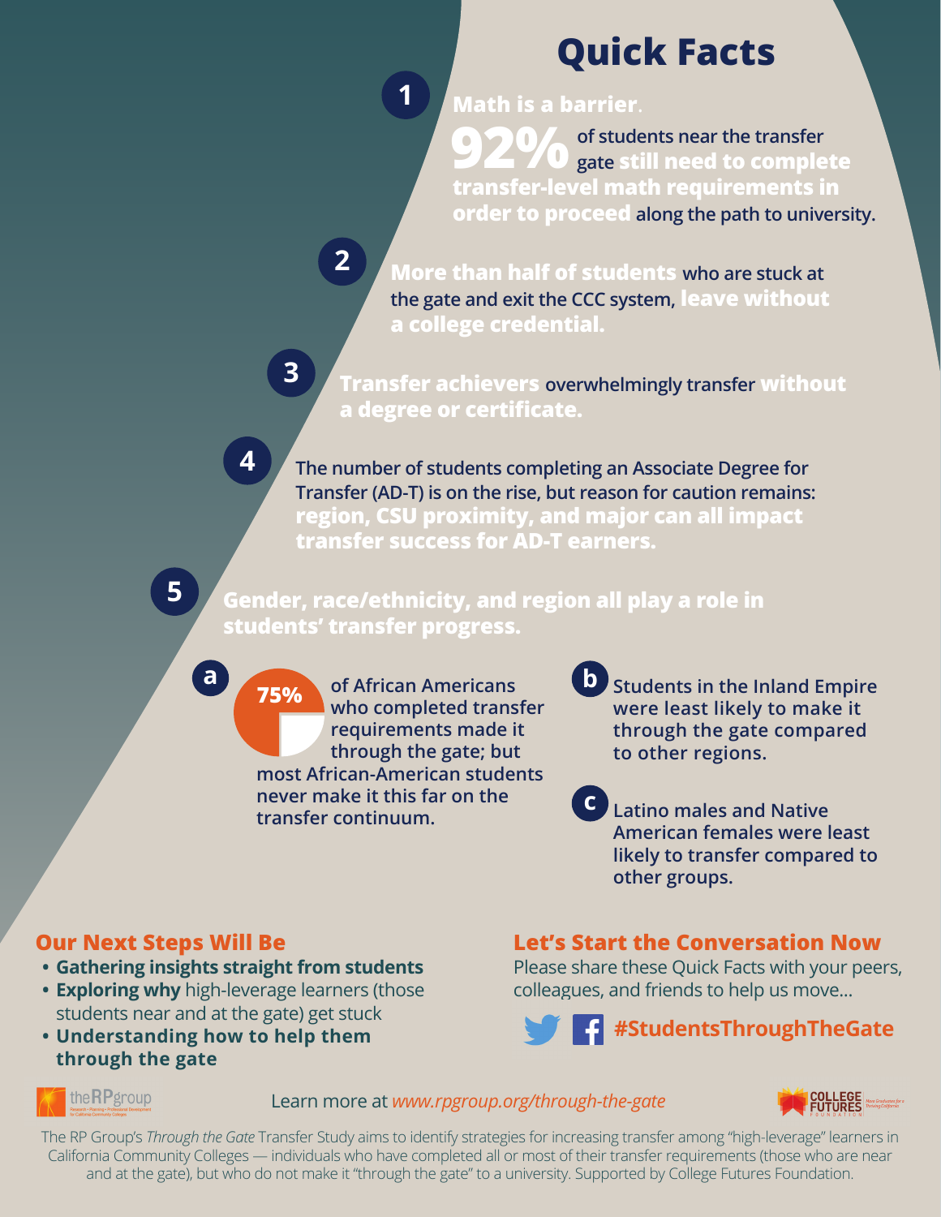# Quick Facts

1. **Math is a barrier.** **92%** of students near the transfer gate **still need to complete transfer-level math requirements in order to proceed** along the path to university.

2. **More than half of students** who are stuck at the gate and exit the CCC system, **leave without a college credential.**

3. **Transfer achievers** overwhelmingly transfer **without a degree or certificate.**

4. The number of students completing an Associate Degree for Transfer (AD-T) is on the rise, but reason for caution remains: **region, CSU proximity, and major can all impact transfer success for AD-T earners.**

5. **Gender, race/ethnicity, and region all play a role in students' transfer progress.**

   a. **75%** of African Americans who completed transfer requirements made it through the gate; but most African-American students never make it this far on the transfer continuum.

   b. Students in the Inland Empire were least likely to make it through the gate compared to other regions.

   c. Latino males and Native American females were least likely to transfer compared to other groups.

## Our Next Steps Will Be

- **Gathering insights straight from students**
- **Exploring why** high-leverage learners (those students near and at the gate) get stuck
- **Understanding how to help them through the gate**

## Let's Start the Conversation Now

Please share these Quick Facts with your peers, colleagues, and friends to help us move...

**#StudentsThroughTheGate**

theRPgroup

Learn more at *www.rpgroup.org/through-the-gate*

COLLEGE FUTURES FOUNDATION

The RP Group's *Through the Gate* Transfer Study aims to identify strategies for increasing transfer among "high-leverage" learners in California Community Colleges — individuals who have completed all or most of their transfer requirements (those who are near and at the gate), but who do not make it "through the gate" to a university. Supported by College Futures Foundation.